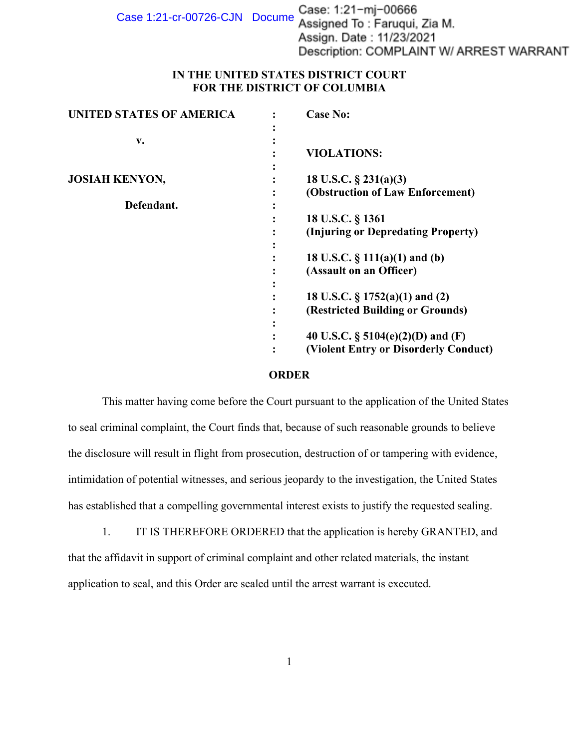Case: 1:21-mj-00666
Assigned To : Faruqui, Zia M.
Assign. Date : 11/23/2021
Description: COMPLAINT W/ ARREST WARRANT

**IN THE UNITED STATES DISTRICT COURT**
**FOR THE DISTRICT OF COLUMBIA**

| | | |
|---|---|---|
| **UNITED STATES OF AMERICA** | : | **Case No:** |
| | : | |
| **v.** | : | |
| | : | **VIOLATIONS:** |
| | : | |
| **JOSIAH KENYON,** | : | **18 U.S.C. § 231(a)(3)** |
| | : | **(Obstruction of Law Enforcement)** |
| **Defendant.** | : | |
| | : | **18 U.S.C. § 1361** |
| | : | **(Injuring or Depredating Property)** |
| | : | |
| | : | **18 U.S.C. § 111(a)(1) and (b)** |
| | : | **(Assault on an Officer)** |
| | : | |
| | : | **18 U.S.C. § 1752(a)(1) and (2)** |
| | : | **(Restricted Building or Grounds)** |
| | : | |
| | : | **40 U.S.C. § 5104(e)(2)(D) and (F)** |
| | : | **(Violent Entry or Disorderly Conduct)** |

**ORDER**

This matter having come before the Court pursuant to the application of the United States to seal criminal complaint, the Court finds that, because of such reasonable grounds to believe the disclosure will result in flight from prosecution, destruction of or tampering with evidence, intimidation of potential witnesses, and serious jeopardy to the investigation, the United States has established that a compelling governmental interest exists to justify the requested sealing.

1. IT IS THEREFORE ORDERED that the application is hereby GRANTED, and that the affidavit in support of criminal complaint and other related materials, the instant application to seal, and this Order are sealed until the arrest warrant is executed.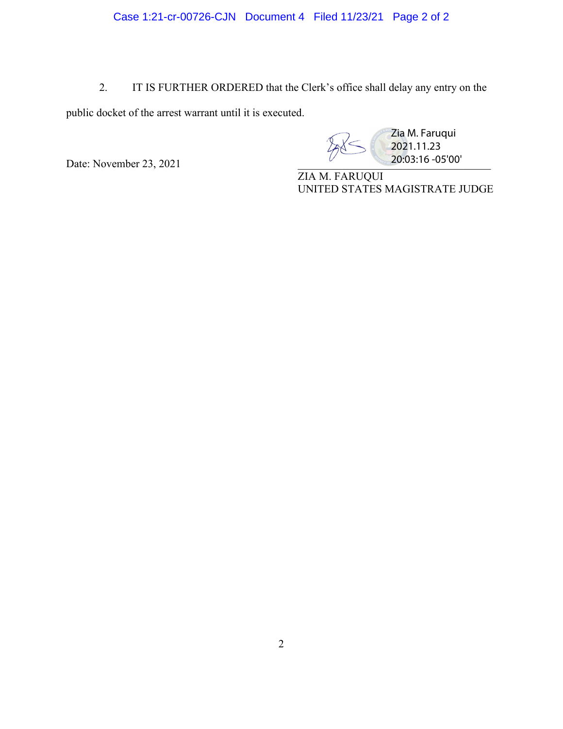2. IT IS FURTHER ORDERED that the Clerk's office shall delay any entry on the public docket of the arrest warrant until it is executed.

Date: November 23, 2021

Zia M. Faruqui
2021.11.23
20:03:16 -05'00'

ZIA M. FARUQUI
UNITED STATES MAGISTRATE JUDGE